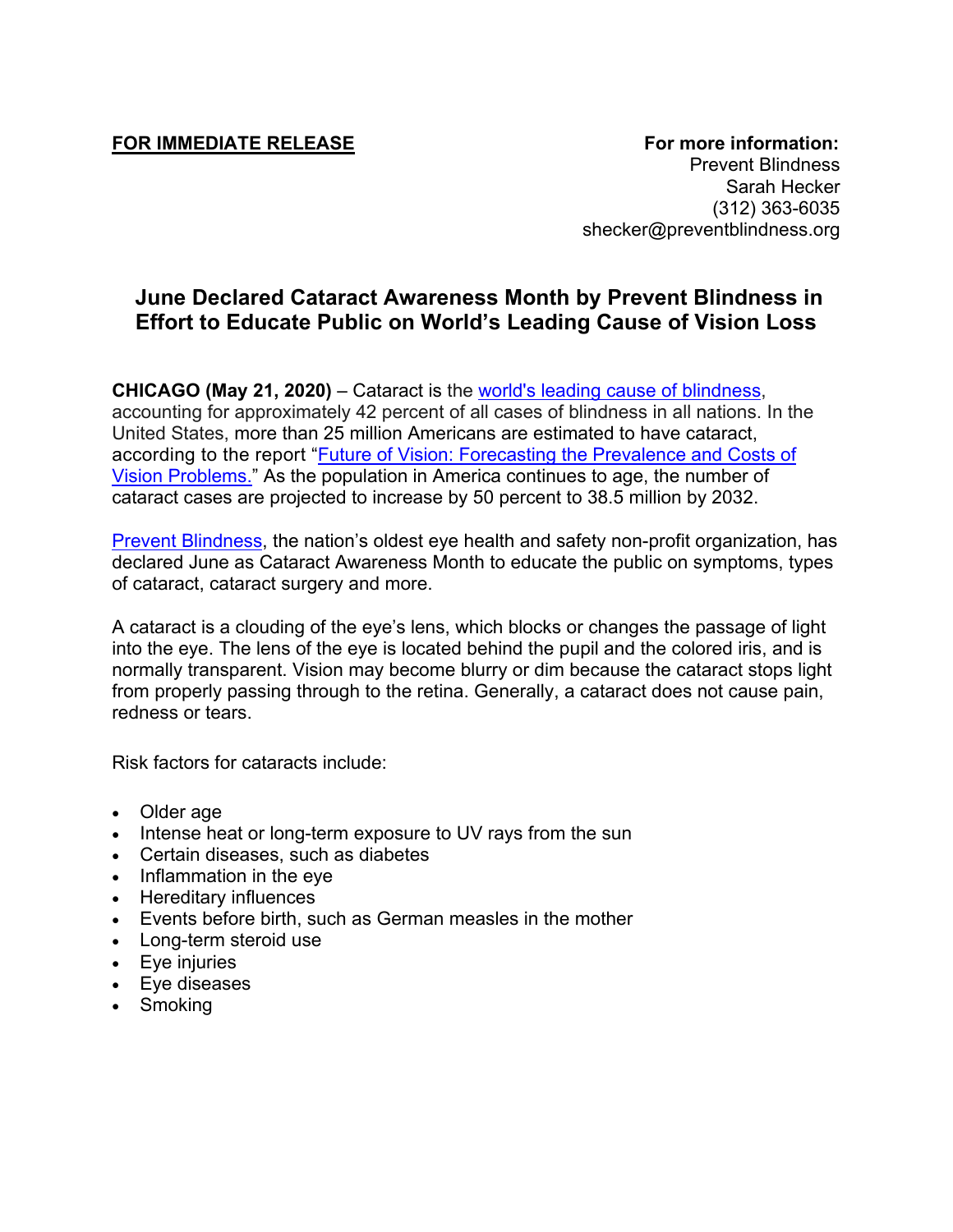**FOR IMMEDIATE RELEASE**

**For more information:**
Prevent Blindness
Sarah Hecker
(312) 363-6035
shecker@preventblindness.org

# June Declared Cataract Awareness Month by Prevent Blindness in Effort to Educate Public on World's Leading Cause of Vision Loss

**CHICAGO (May 21, 2020)** – Cataract is the world's leading cause of blindness, accounting for approximately 42 percent of all cases of blindness in all nations. In the United States, more than 25 million Americans are estimated to have cataract, according to the report "Future of Vision: Forecasting the Prevalence and Costs of Vision Problems." As the population in America continues to age, the number of cataract cases are projected to increase by 50 percent to 38.5 million by 2032.

Prevent Blindness, the nation's oldest eye health and safety non-profit organization, has declared June as Cataract Awareness Month to educate the public on symptoms, types of cataract, cataract surgery and more.

A cataract is a clouding of the eye's lens, which blocks or changes the passage of light into the eye. The lens of the eye is located behind the pupil and the colored iris, and is normally transparent. Vision may become blurry or dim because the cataract stops light from properly passing through to the retina. Generally, a cataract does not cause pain, redness or tears.

Risk factors for cataracts include:

- Older age
- Intense heat or long-term exposure to UV rays from the sun
- Certain diseases, such as diabetes
- Inflammation in the eye
- Hereditary influences
- Events before birth, such as German measles in the mother
- Long-term steroid use
- Eye injuries
- Eye diseases
- Smoking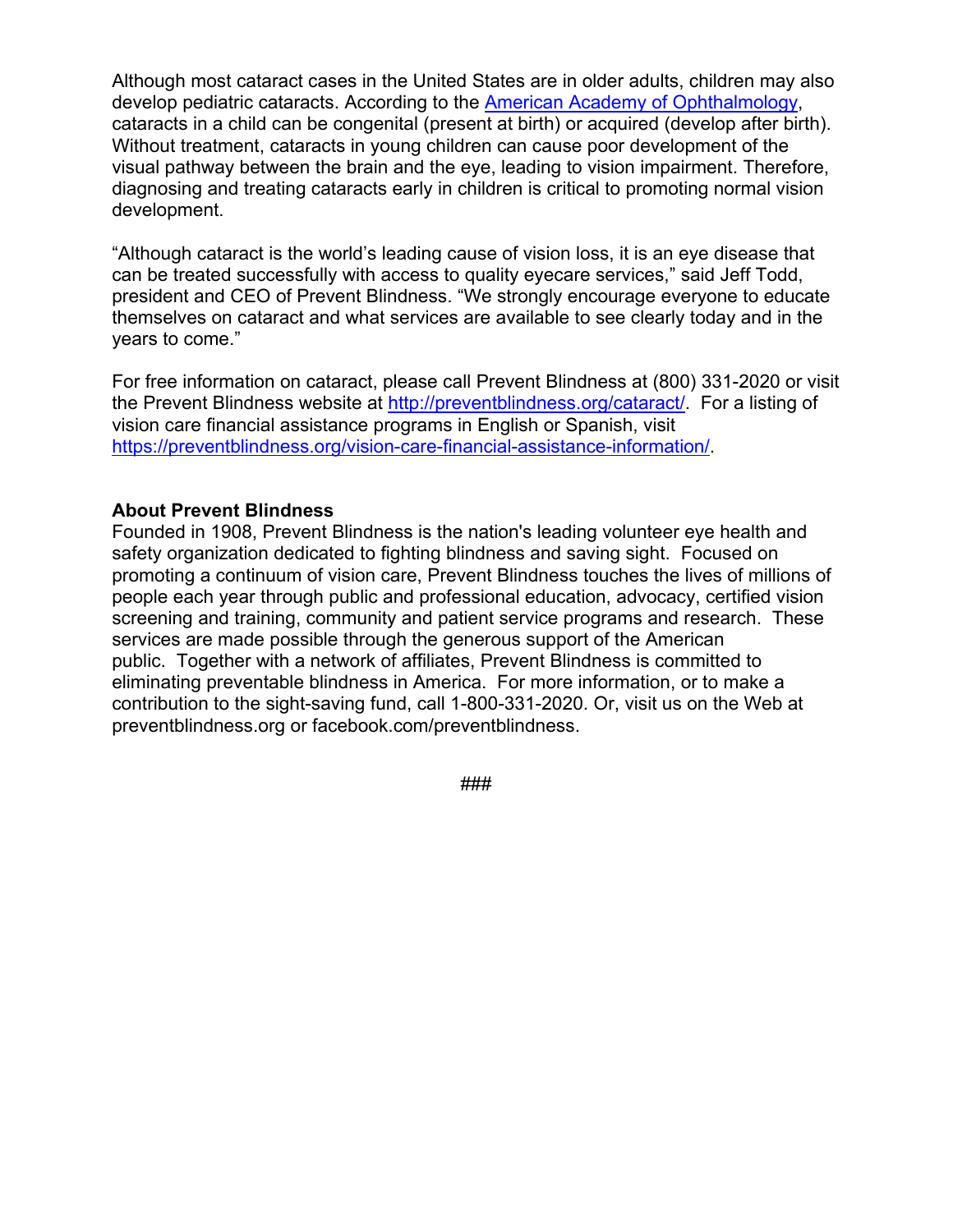Although most cataract cases in the United States are in older adults, children may also develop pediatric cataracts. According to the [American Academy of Ophthalmology](), cataracts in a child can be congenital (present at birth) or acquired (develop after birth). Without treatment, cataracts in young children can cause poor development of the visual pathway between the brain and the eye, leading to vision impairment. Therefore, diagnosing and treating cataracts early in children is critical to promoting normal vision development.

"Although cataract is the world's leading cause of vision loss, it is an eye disease that can be treated successfully with access to quality eyecare services," said Jeff Todd, president and CEO of Prevent Blindness. "We strongly encourage everyone to educate themselves on cataract and what services are available to see clearly today and in the years to come."

For free information on cataract, please call Prevent Blindness at (800) 331-2020 or visit the Prevent Blindness website at [http://preventblindness.org/cataract/](http://preventblindness.org/cataract/). For a listing of vision care financial assistance programs in English or Spanish, visit [https://preventblindness.org/vision-care-financial-assistance-information/](https://preventblindness.org/vision-care-financial-assistance-information/).

**About Prevent Blindness**
Founded in 1908, Prevent Blindness is the nation's leading volunteer eye health and safety organization dedicated to fighting blindness and saving sight. Focused on promoting a continuum of vision care, Prevent Blindness touches the lives of millions of people each year through public and professional education, advocacy, certified vision screening and training, community and patient service programs and research. These services are made possible through the generous support of the American public. Together with a network of affiliates, Prevent Blindness is committed to eliminating preventable blindness in America. For more information, or to make a contribution to the sight-saving fund, call 1-800-331-2020. Or, visit us on the Web at preventblindness.org or facebook.com/preventblindness.

###